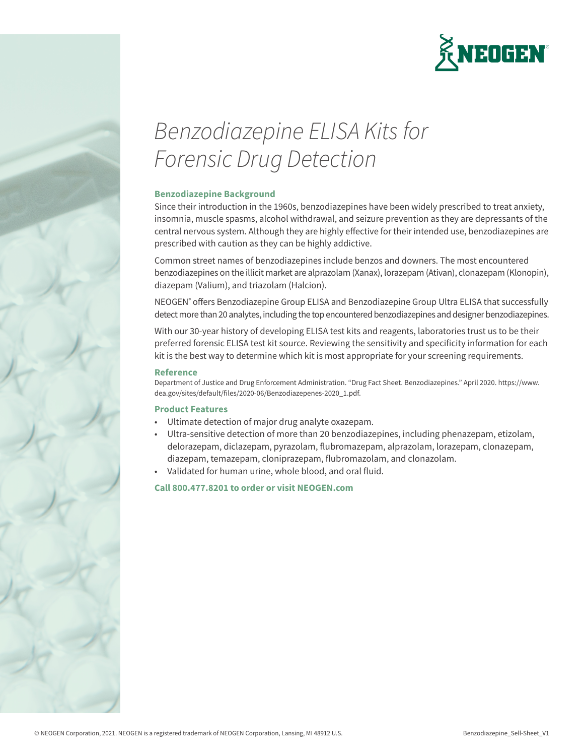# *Benzodiazepine ELISA Kits for Forensic Drug Detection*

## Benzodiazepine Background

Since their introduction in the 1960s, benzodiazepines have been widely prescribed to treat anxiety, insomnia, muscle spasms, alcohol withdrawal, and seizure prevention as they are depressants of the central nervous system. Although they are highly effective for their intended use, benzodiazepines are prescribed with caution as they can be highly addictive.

Common street names of benzodiazepines include benzos and downers. The most encountered benzodiazepines on the illicit market are alprazolam (Xanax), lorazepam (Ativan), clonazepam (Klonopin), diazepam (Valium), and triazolam (Halcion).

NEOGEN® offers Benzodiazepine Group ELISA and Benzodiazepine Group Ultra ELISA that successfully detect more than 20 analytes, including the top encountered benzodiazepines and designer benzodiazepines.

With our 30-year history of developing ELISA test kits and reagents, laboratories trust us to be their preferred forensic ELISA test kit source. Reviewing the sensitivity and specificity information for each kit is the best way to determine which kit is most appropriate for your screening requirements.

## Reference

Department of Justice and Drug Enforcement Administration. "Drug Fact Sheet. Benzodiazepines." April 2020. https://www.dea.gov/sites/default/files/2020-06/Benzodiazepenes-2020_1.pdf.

## Product Features

- Ultimate detection of major drug analyte oxazepam.
- Ultra-sensitive detection of more than 20 benzodiazepines, including phenazepam, etizolam, delorazepam, diclazepam, pyrazolam, flubromazepam, alprazolam, lorazepam, clonazepam, diazepam, temazepam, cloniprazepam, flubromazolam, and clonazolam.
- Validated for human urine, whole blood, and oral fluid.

**Call 800.477.8201 to order or visit NEOGEN.com**

© NEOGEN Corporation, 2021. NEOGEN is a registered trademark of NEOGEN Corporation, Lansing, MI 48912 U.S.

Benzodiazepine_Sell-Sheet_V1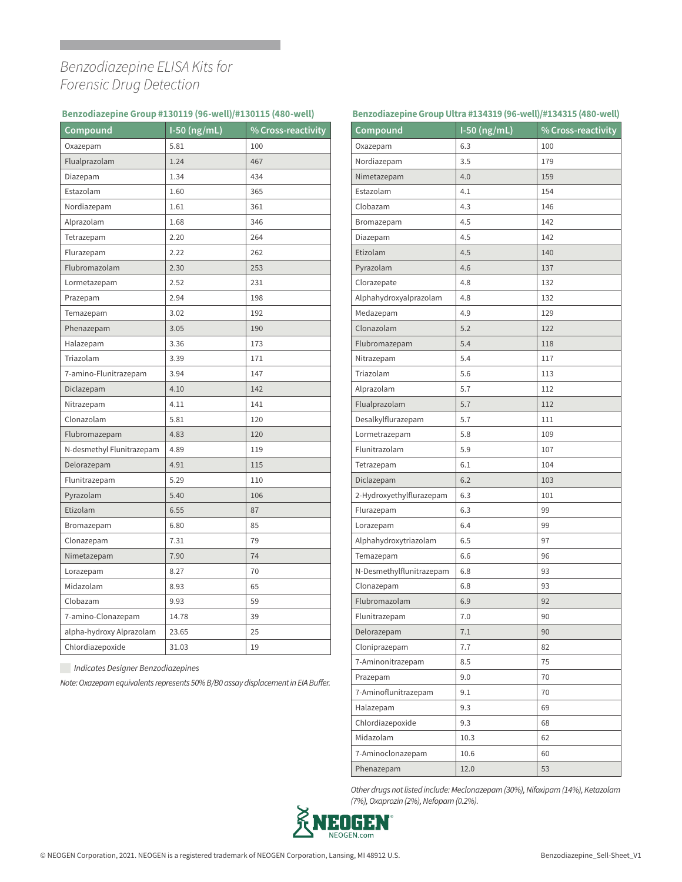# Benzodiazepine ELISA Kits for Forensic Drug Detection

### Benzodiazepine Group #130119 (96-well)/#130115 (480-well)

| Compound | I-50 (ng/mL) | % Cross-reactivity |
|---|---|---|
| Oxazepam | 5.81 | 100 |
| Flualprazolam | 1.24 | 467 |
| Diazepam | 1.34 | 434 |
| Estazolam | 1.60 | 365 |
| Nordiazepam | 1.61 | 361 |
| Alprazolam | 1.68 | 346 |
| Tetrazepam | 2.20 | 264 |
| Flurazepam | 2.22 | 262 |
| Flubromazolam | 2.30 | 253 |
| Lormetazepam | 2.52 | 231 |
| Prazepam | 2.94 | 198 |
| Temazepam | 3.02 | 192 |
| Phenazepam | 3.05 | 190 |
| Halazepam | 3.36 | 173 |
| Triazolam | 3.39 | 171 |
| 7-amino-Flunitrazepam | 3.94 | 147 |
| Diclazepam | 4.10 | 142 |
| Nitrazepam | 4.11 | 141 |
| Clonazolam | 5.81 | 120 |
| Flubromazepam | 4.83 | 120 |
| N-desmethyl Flunitrazepam | 4.89 | 119 |
| Delorazepam | 4.91 | 115 |
| Flunitrazepam | 5.29 | 110 |
| Pyrazolam | 5.40 | 106 |
| Etizolam | 6.55 | 87 |
| Bromazepam | 6.80 | 85 |
| Clonazepam | 7.31 | 79 |
| Nimetazepam | 7.90 | 74 |
| Lorazepam | 8.27 | 70 |
| Midazolam | 8.93 | 65 |
| Clobazam | 9.93 | 59 |
| 7-amino-Clonazepam | 14.78 | 39 |
| alpha-hydroxy Alprazolam | 23.65 | 25 |
| Chlordiazepoxide | 31.03 | 19 |

*Indicates Designer Benzodiazepines*

*Note: Oxazepam equivalents represents 50% B/B0 assay displacement in EIA Buffer.*

### Benzodiazepine Group Ultra #134319 (96-well)/#134315 (480-well)

| Compound | I-50 (ng/mL) | % Cross-reactivity |
|---|---|---|
| Oxazepam | 6.3 | 100 |
| Nordiazepam | 3.5 | 179 |
| Nimetazepam | 4.0 | 159 |
| Estazolam | 4.1 | 154 |
| Clobazam | 4.3 | 146 |
| Bromazepam | 4.5 | 142 |
| Diazepam | 4.5 | 142 |
| Etizolam | 4.5 | 140 |
| Pyrazolam | 4.6 | 137 |
| Clorazepate | 4.8 | 132 |
| Alphahydroxyalprazolam | 4.8 | 132 |
| Medazepam | 4.9 | 129 |
| Clonazolam | 5.2 | 122 |
| Flubromazepam | 5.4 | 118 |
| Nitrazepam | 5.4 | 117 |
| Triazolam | 5.6 | 113 |
| Alprazolam | 5.7 | 112 |
| Flualprazolam | 5.7 | 112 |
| Desalkylflurazepam | 5.7 | 111 |
| Lormetrazepam | 5.8 | 109 |
| Flunitrazolam | 5.9 | 107 |
| Tetrazepam | 6.1 | 104 |
| Diclazepam | 6.2 | 103 |
| 2-Hydroxyethylflurazepam | 6.3 | 101 |
| Flurazepam | 6.3 | 99 |
| Lorazepam | 6.4 | 99 |
| Alphahydroxytriazolam | 6.5 | 97 |
| Temazepam | 6.6 | 96 |
| N-Desmethylflunitrazepam | 6.8 | 93 |
| Clonazepam | 6.8 | 93 |
| Flubromazolam | 6.9 | 92 |
| Flunitrazepam | 7.0 | 90 |
| Delorazepam | 7.1 | 90 |
| Cloniprazepam | 7.7 | 82 |
| 7-Aminonitrazepam | 8.5 | 75 |
| Prazepam | 9.0 | 70 |
| 7-Aminoflunitrazepam | 9.1 | 70 |
| Halazepam | 9.3 | 69 |
| Chlordiazepoxide | 9.3 | 68 |
| Midazolam | 10.3 | 62 |
| 7-Aminoclonazepam | 10.6 | 60 |
| Phenazepam | 12.0 | 53 |

*Other drugs not listed include: Meclonazepam (30%), Nifoxipam (14%), Ketazolam (7%), Oxaprozin (2%), Nefopam (0.2%).*

NEOGEN
NEOGEN.com

© NEOGEN Corporation, 2021. NEOGEN is a registered trademark of NEOGEN Corporation, Lansing, MI 48912 U.S.

Benzodiazepine_Sell-Sheet_V1